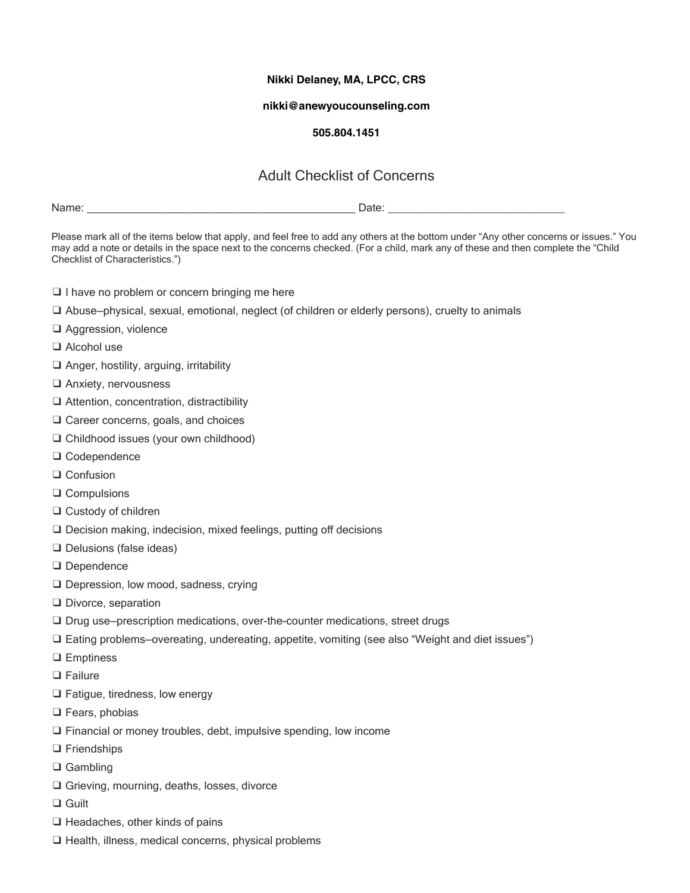**Nikki Delaney, MA, LPCC, CRS**

**nikki@anewyoucounseling.com**

**505.804.1451**

# Adult Checklist of Concerns

Name: _______________________________________________ Date: _______________________________

Please mark all of the items below that apply, and feel free to add any others at the bottom under “Any other concerns or issues.” You may add a note or details in the space next to the concerns checked. (For a child, mark any of these and then complete the “Child Checklist of Characteristics.”)

- ❑ I have no problem or concern bringing me here
- ❑ Abuse—physical, sexual, emotional, neglect (of children or elderly persons), cruelty to animals
- ❑ Aggression, violence
- ❑ Alcohol use
- ❑ Anger, hostility, arguing, irritability
- ❑ Anxiety, nervousness
- ❑ Attention, concentration, distractibility
- ❑ Career concerns, goals, and choices
- ❑ Childhood issues (your own childhood)
- ❑ Codependence
- ❑ Confusion
- ❑ Compulsions
- ❑ Custody of children
- ❑ Decision making, indecision, mixed feelings, putting off decisions
- ❑ Delusions (false ideas)
- ❑ Dependence
- ❑ Depression, low mood, sadness, crying
- ❑ Divorce, separation
- ❑ Drug use—prescription medications, over-the-counter medications, street drugs
- ❑ Eating problems—overeating, undereating, appetite, vomiting (see also “Weight and diet issues”)
- ❑ Emptiness
- ❑ Failure
- ❑ Fatigue, tiredness, low energy
- ❑ Fears, phobias
- ❑ Financial or money troubles, debt, impulsive spending, low income
- ❑ Friendships
- ❑ Gambling
- ❑ Grieving, mourning, deaths, losses, divorce
- ❑ Guilt
- ❑ Headaches, other kinds of pains
- ❑ Health, illness, medical concerns, physical problems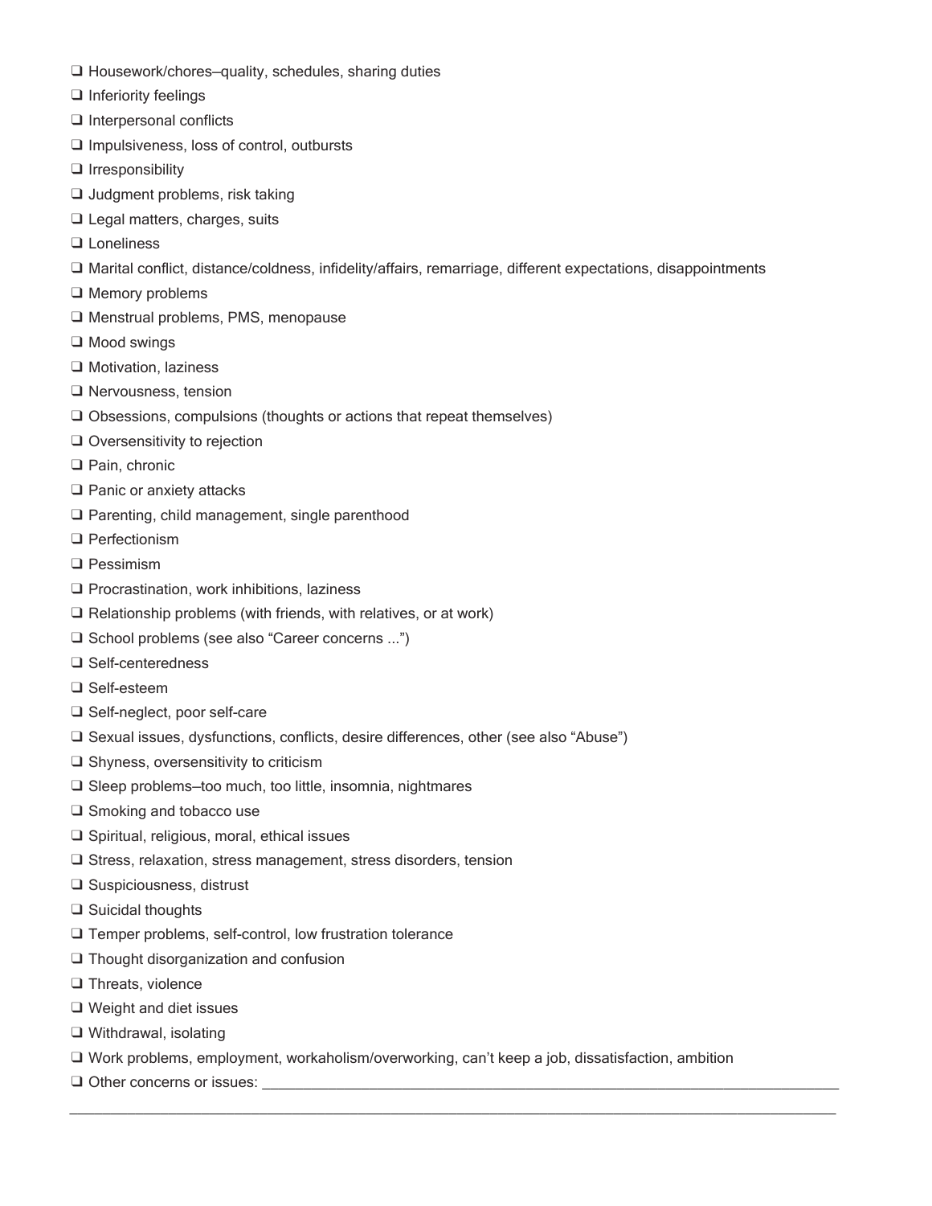- ❑ Housework/chores—quality, schedules, sharing duties
- ❑ Inferiority feelings
- ❑ Interpersonal conflicts
- ❑ Impulsiveness, loss of control, outbursts
- ❑ Irresponsibility
- ❑ Judgment problems, risk taking
- ❑ Legal matters, charges, suits
- ❑ Loneliness
- ❑ Marital conflict, distance/coldness, infidelity/affairs, remarriage, different expectations, disappointments
- ❑ Memory problems
- ❑ Menstrual problems, PMS, menopause
- ❑ Mood swings
- ❑ Motivation, laziness
- ❑ Nervousness, tension
- ❑ Obsessions, compulsions (thoughts or actions that repeat themselves)
- ❑ Oversensitivity to rejection
- ❑ Pain, chronic
- ❑ Panic or anxiety attacks
- ❑ Parenting, child management, single parenthood
- ❑ Perfectionism
- ❑ Pessimism
- ❑ Procrastination, work inhibitions, laziness
- ❑ Relationship problems (with friends, with relatives, or at work)
- ❑ School problems (see also "Career concerns ...")
- ❑ Self-centeredness
- ❑ Self-esteem
- ❑ Self-neglect, poor self-care
- ❑ Sexual issues, dysfunctions, conflicts, desire differences, other (see also "Abuse")
- ❑ Shyness, oversensitivity to criticism
- ❑ Sleep problems—too much, too little, insomnia, nightmares
- ❑ Smoking and tobacco use
- ❑ Spiritual, religious, moral, ethical issues
- ❑ Stress, relaxation, stress management, stress disorders, tension
- ❑ Suspiciousness, distrust
- ❑ Suicidal thoughts
- ❑ Temper problems, self-control, low frustration tolerance
- ❑ Thought disorganization and confusion
- ❑ Threats, violence
- ❑ Weight and diet issues
- ❑ Withdrawal, isolating
- ❑ Work problems, employment, workaholism/overworking, can't keep a job, dissatisfaction, ambition
- ❑ Other concerns or issues: ________________________________________________________________________________

________________________________________________________________________________________________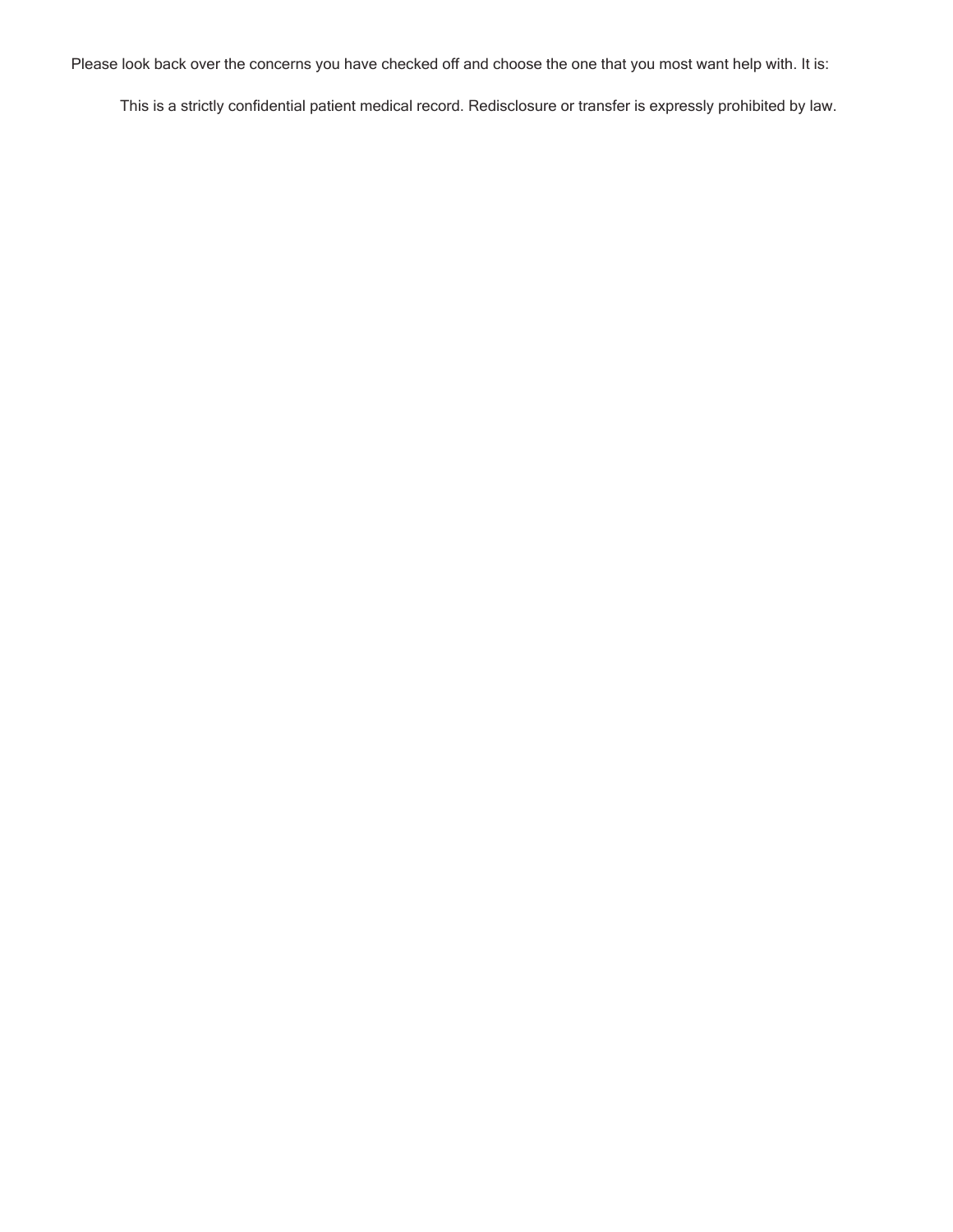Please look back over the concerns you have checked off and choose the one that you most want help with. It is:

This is a strictly confidential patient medical record. Redisclosure or transfer is expressly prohibited by law.